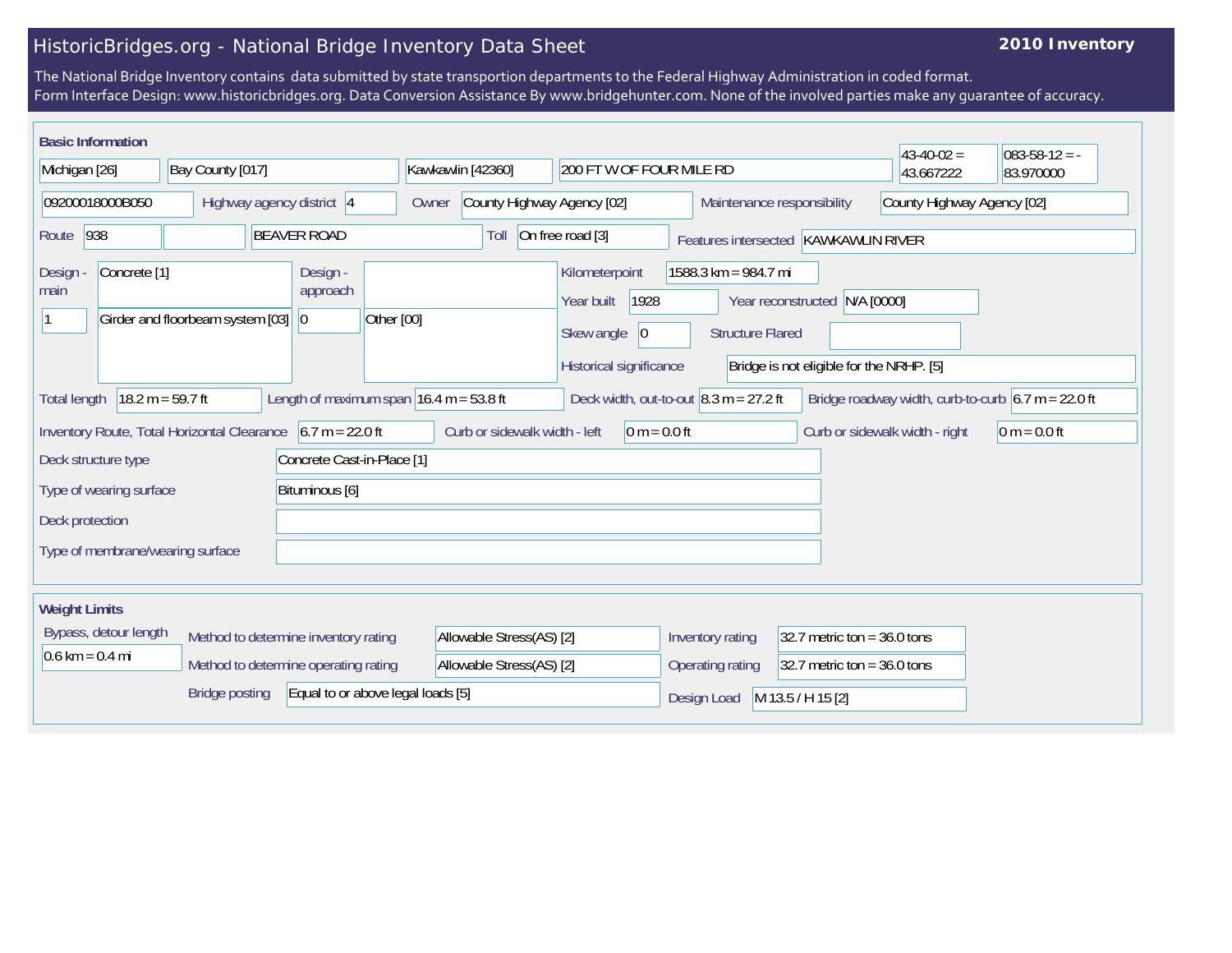# HistoricBridges.org - National Bridge Inventory Data Sheet

**2010 Inventory**

The National Bridge Inventory contains data submitted by state transportion departments to the Federal Highway Administration in coded format.
Form Interface Design: www.historicbridges.org. Data Conversion Assistance By www.bridgehunter.com. None of the involved parties make any guarantee of accuracy.

## Basic Information

| | |
|---|---|
| State | Michigan [26] |
| County | Bay County [017] |
| Place | Kawkawlin [42360] |
| Location | 200 FT W OF FOUR MILE RD |
| Latitude | 43-40-02 = 43.667222 |
| Longitude | 083-58-12 = -83.970000 |
| Structure Number | 09200018000B050 |
| Highway agency district | 4 |
| Owner | County Highway Agency [02] |
| Maintenance responsibility | County Highway Agency [02] |
| Route | 938 |
| Facility Carried | BEAVER ROAD |
| Toll | On free road [3] |
| Features intersected | KAWKAWLIN RIVER |
| Design - main | Concrete [1] |
| Design - main (number of spans) | 1 |
| Design - main (type) | Girder and floorbeam system [03] |
| Design - approach | |
| Design - approach (number of spans) | 0 |
| Design - approach (type) | Other [00] |
| Kilometerpoint | 1588.3 km = 984.7 mi |
| Year built | 1928 |
| Year reconstructed | N/A [0000] |
| Skew angle | 0 |
| Structure Flared | |
| Historical significance | Bridge is not eligible for the NRHP. [5] |
| Total length | 18.2 m = 59.7 ft |
| Length of maximum span | 16.4 m = 53.8 ft |
| Deck width, out-to-out | 8.3 m = 27.2 ft |
| Bridge roadway width, curb-to-curb | 6.7 m = 22.0 ft |
| Inventory Route, Total Horizontal Clearance | 6.7 m = 22.0 ft |
| Curb or sidewalk width - left | 0 m = 0.0 ft |
| Curb or sidewalk width - right | 0 m = 0.0 ft |
| Deck structure type | Concrete Cast-in-Place [1] |
| Type of wearing surface | Bituminous [6] |
| Deck protection | |
| Type of membrane/wearing surface | |

## Weight Limits

| | |
|---|---|
| Bypass, detour length | 0.6 km = 0.4 mi |
| Method to determine inventory rating | Allowable Stress(AS) [2] |
| Method to determine operating rating | Allowable Stress(AS) [2] |
| Bridge posting | Equal to or above legal loads [5] |
| Inventory rating | 32.7 metric ton = 36.0 tons |
| Operating rating | 32.7 metric ton = 36.0 tons |
| Design Load | M 13.5 / H 15 [2] |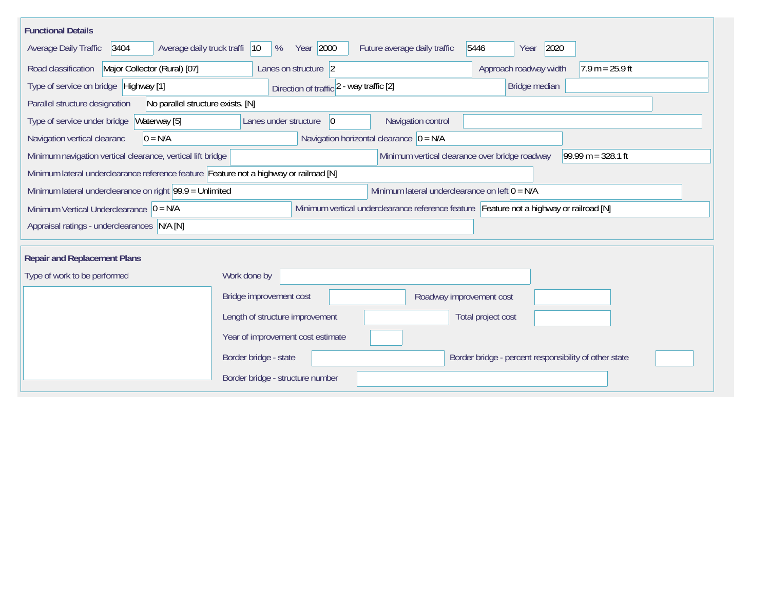## Functional Details

Average Daily Traffic: 3404
Average daily truck traffi: 10 %
Year: 2000
Future average daily traffic: 5446
Year: 2020

Road classification: Major Collector (Rural) [07]
Lanes on structure: 2
Approach roadway width: 7.9 m = 25.9 ft

Type of service on bridge: Highway [1]
Direction of traffic: 2 - way traffic [2]
Bridge median:

Parallel structure designation: No parallel structure exists. [N]

Type of service under bridge: Waterway [5]
Lanes under structure: 0
Navigation control:

Navigation vertical clearanc: 0 = N/A
Navigation horizontal clearance: 0 = N/A

Minimum navigation vertical clearance, vertical lift bridge:
Minimum vertical clearance over bridge roadway: 99.99 m = 328.1 ft

Minimum lateral underclearance reference feature: Feature not a highway or railroad [N]

Minimum lateral underclearance on right: 99.9 = Unlimited
Minimum lateral underclearance on left: 0 = N/A

Minimum Vertical Underclearance: 0 = N/A
Minimum vertical underclearance reference feature: Feature not a highway or railroad [N]

Appraisal ratings - underclearances: N/A [N]

## Repair and Replacement Plans

Type of work to be performed:

Work done by:

Bridge improvement cost:
Roadway improvement cost:

Length of structure improvement:
Total project cost:

Year of improvement cost estimate:

Border bridge - state:
Border bridge - percent responsibility of other state:

Border bridge - structure number: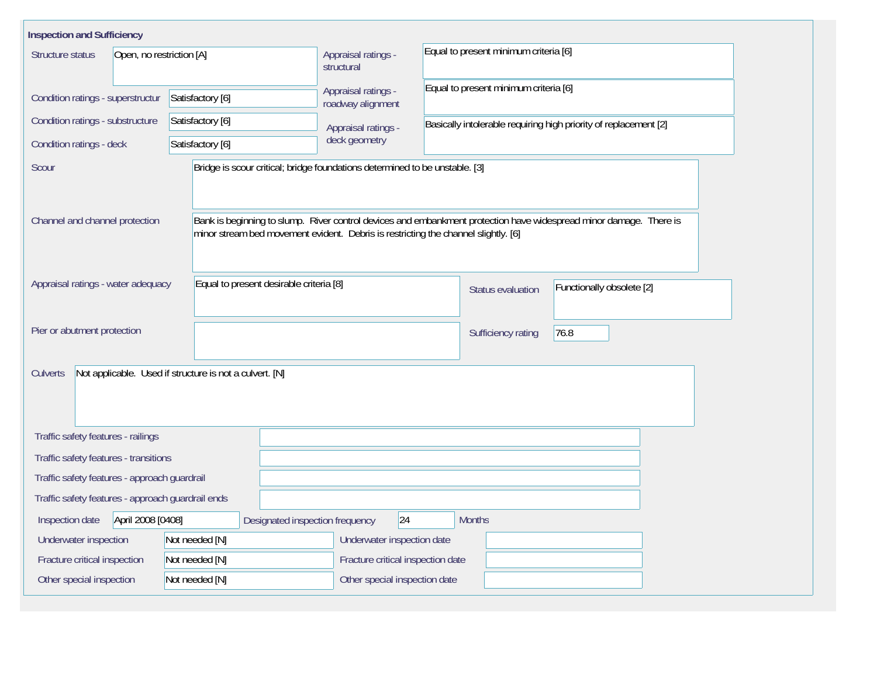## Inspection and Sufficiency

| | |
|---|---|
| Structure status | Open, no restriction [A] |
| Appraisal ratings - structural | Equal to present minimum criteria [6] |
| Condition ratings - superstructur | Satisfactory [6] |
| Appraisal ratings - roadway alignment | Equal to present minimum criteria [6] |
| Condition ratings - substructure | Satisfactory [6] |
| Appraisal ratings - deck geometry | Basically intolerable requiring high priority of replacement [2] |
| Condition ratings - deck | Satisfactory [6] |
| Scour | Bridge is scour critical; bridge foundations determined to be unstable. [3] |
| Channel and channel protection | Bank is beginning to slump. River control devices and embankment protection have widespread minor damage. There is minor stream bed movement evident. Debris is restricting the channel slightly. [6] |
| Appraisal ratings - water adequacy | Equal to present desirable criteria [8] |
| Status evaluation | Functionally obsolete [2] |
| Pier or abutment protection | |
| Sufficiency rating | 76.8 |
| Culverts | Not applicable. Used if structure is not a culvert. [N] |
| Traffic safety features - railings | |
| Traffic safety features - transitions | |
| Traffic safety features - approach guardrail | |
| Traffic safety features - approach guardrail ends | |
| Inspection date | April 2008 [0408] |
| Designated inspection frequency | 24 Months |
| Underwater inspection | Not needed [N] |
| Underwater inspection date | |
| Fracture critical inspection | Not needed [N] |
| Fracture critical inspection date | |
| Other special inspection | Not needed [N] |
| Other special inspection date | |